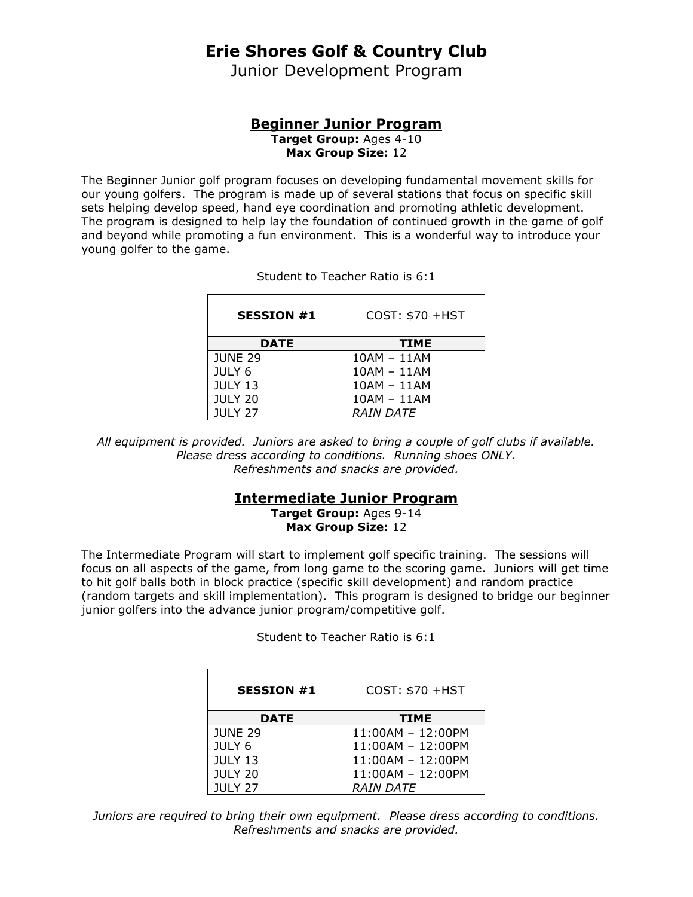# Erie Shores Golf & Country Club

Junior Development Program

## Beginner Junior Program

**Target Group:** Ages 4-10
**Max Group Size:** 12

The Beginner Junior golf program focuses on developing fundamental movement skills for our young golfers. The program is made up of several stations that focus on specific skill sets helping develop speed, hand eye coordination and promoting athletic development. The program is designed to help lay the foundation of continued growth in the game of golf and beyond while promoting a fun environment. This is a wonderful way to introduce your young golfer to the game.

Student to Teacher Ratio is 6:1

| **SESSION #1** | COST: $70 +HST |
|---|---|
| **DATE** | **TIME** |
| JUNE 29 | 10AM – 11AM |
| JULY 6 | 10AM – 11AM |
| JULY 13 | 10AM – 11AM |
| JULY 20 | 10AM – 11AM |
| JULY 27 | *RAIN DATE* |

*All equipment is provided. Juniors are asked to bring a couple of golf clubs if available. Please dress according to conditions. Running shoes ONLY. Refreshments and snacks are provided.*

## Intermediate Junior Program

**Target Group:** Ages 9-14
**Max Group Size:** 12

The Intermediate Program will start to implement golf specific training. The sessions will focus on all aspects of the game, from long game to the scoring game. Juniors will get time to hit golf balls both in block practice (specific skill development) and random practice (random targets and skill implementation). This program is designed to bridge our beginner junior golfers into the advance junior program/competitive golf.

Student to Teacher Ratio is 6:1

| **SESSION #1** | COST: $70 +HST |
|---|---|
| **DATE** | **TIME** |
| JUNE 29 | 11:00AM – 12:00PM |
| JULY 6 | 11:00AM – 12:00PM |
| JULY 13 | 11:00AM – 12:00PM |
| JULY 20 | 11:00AM – 12:00PM |
| JULY 27 | *RAIN DATE* |

*Juniors are required to bring their own equipment. Please dress according to conditions. Refreshments and snacks are provided.*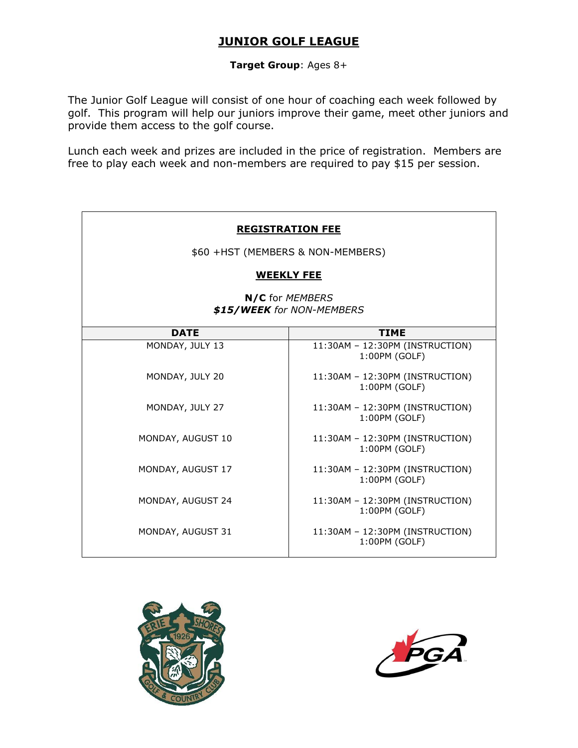# JUNIOR GOLF LEAGUE

**Target Group**: Ages 8+

The Junior Golf League will consist of one hour of coaching each week followed by golf. This program will help our juniors improve their game, meet other juniors and provide them access to the golf course.

Lunch each week and prizes are included in the price of registration. Members are free to play each week and non-members are required to pay $15 per session.

**REGISTRATION FEE**

$60 +HST (MEMBERS & NON-MEMBERS)

**WEEKLY FEE**

**N/C** for *MEMBERS*
***$15/WEEK*** *for NON-MEMBERS*

| DATE | TIME |
|---|---|
| MONDAY, JULY 13 | 11:30AM – 12:30PM (INSTRUCTION)<br>1:00PM (GOLF) |
| MONDAY, JULY 20 | 11:30AM – 12:30PM (INSTRUCTION)<br>1:00PM (GOLF) |
| MONDAY, JULY 27 | 11:30AM – 12:30PM (INSTRUCTION)<br>1:00PM (GOLF) |
| MONDAY, AUGUST 10 | 11:30AM – 12:30PM (INSTRUCTION)<br>1:00PM (GOLF) |
| MONDAY, AUGUST 17 | 11:30AM – 12:30PM (INSTRUCTION)<br>1:00PM (GOLF) |
| MONDAY, AUGUST 24 | 11:30AM – 12:30PM (INSTRUCTION)<br>1:00PM (GOLF) |
| MONDAY, AUGUST 31 | 11:30AM – 12:30PM (INSTRUCTION)<br>1:00PM (GOLF) |